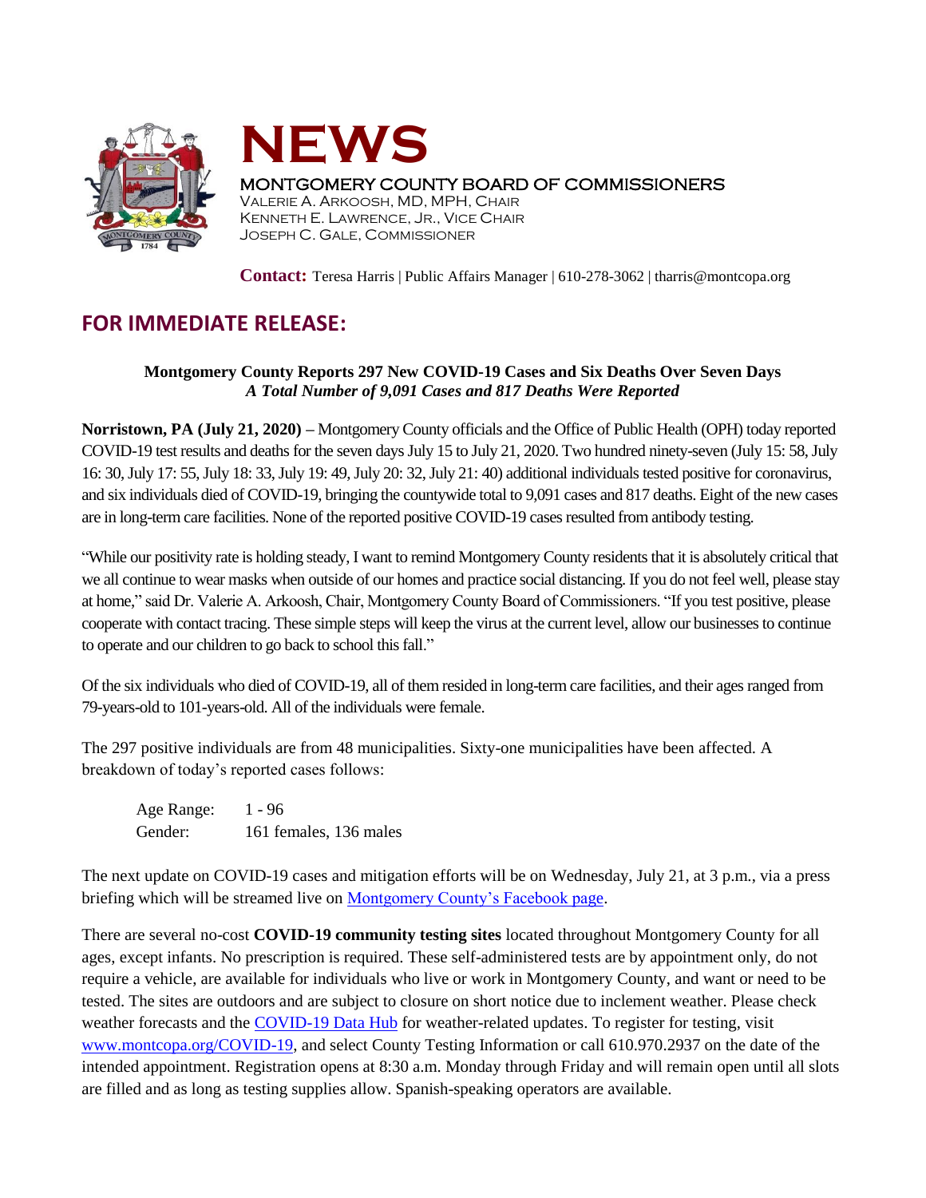# NEWS

MONTGOMERY COUNTY BOARD OF COMMISSIONERS
VALERIE A. ARKOOSH, MD, MPH, CHAIR
KENNETH E. LAWRENCE, JR., VICE CHAIR
JOSEPH C. GALE, COMMISSIONER

**Contact:** Teresa Harris | Public Affairs Manager | 610-278-3062 | tharris@montcopa.org

## FOR IMMEDIATE RELEASE:

**Montgomery County Reports 297 New COVID-19 Cases and Six Deaths Over Seven Days**
***A Total Number of 9,091 Cases and 817 Deaths Were Reported***

**Norristown, PA (July 21, 2020)** – Montgomery County officials and the Office of Public Health (OPH) today reported COVID-19 test results and deaths for the seven days July 15 to July 21, 2020. Two hundred ninety-seven (July 15: 58, July 16: 30, July 17: 55, July 18: 33, July 19: 49, July 20: 32, July 21: 40) additional individuals tested positive for coronavirus, and six individuals died of COVID-19, bringing the countywide total to 9,091 cases and 817 deaths. Eight of the new cases are in long-term care facilities. None of the reported positive COVID-19 cases resulted from antibody testing.

"While our positivity rate is holding steady, I want to remind Montgomery County residents that it is absolutely critical that we all continue to wear masks when outside of our homes and practice social distancing. If you do not feel well, please stay at home," said Dr. Valerie A. Arkoosh, Chair, Montgomery County Board of Commissioners. "If you test positive, please cooperate with contact tracing. These simple steps will keep the virus at the current level, allow our businesses to continue to operate and our children to go back to school this fall."

Of the six individuals who died of COVID-19, all of them resided in long-term care facilities, and their ages ranged from 79-years-old to 101-years-old. All of the individuals were female.

The 297 positive individuals are from 48 municipalities. Sixty-one municipalities have been affected. A breakdown of today's reported cases follows:

Age Range: 1 - 96
Gender: 161 females, 136 males

The next update on COVID-19 cases and mitigation efforts will be on Wednesday, July 21, at 3 p.m., via a press briefing which will be streamed live on [Montgomery County's Facebook page](Montgomery County's Facebook page).

There are several no-cost **COVID-19 community testing sites** located throughout Montgomery County for all ages, except infants. No prescription is required. These self-administered tests are by appointment only, do not require a vehicle, are available for individuals who live or work in Montgomery County, and want or need to be tested. The sites are outdoors and are subject to closure on short notice due to inclement weather. Please check weather forecasts and the COVID-19 Data Hub for weather-related updates. To register for testing, visit www.montcopa.org/COVID-19, and select County Testing Information or call 610.970.2937 on the date of the intended appointment. Registration opens at 8:30 a.m. Monday through Friday and will remain open until all slots are filled and as long as testing supplies allow. Spanish-speaking operators are available.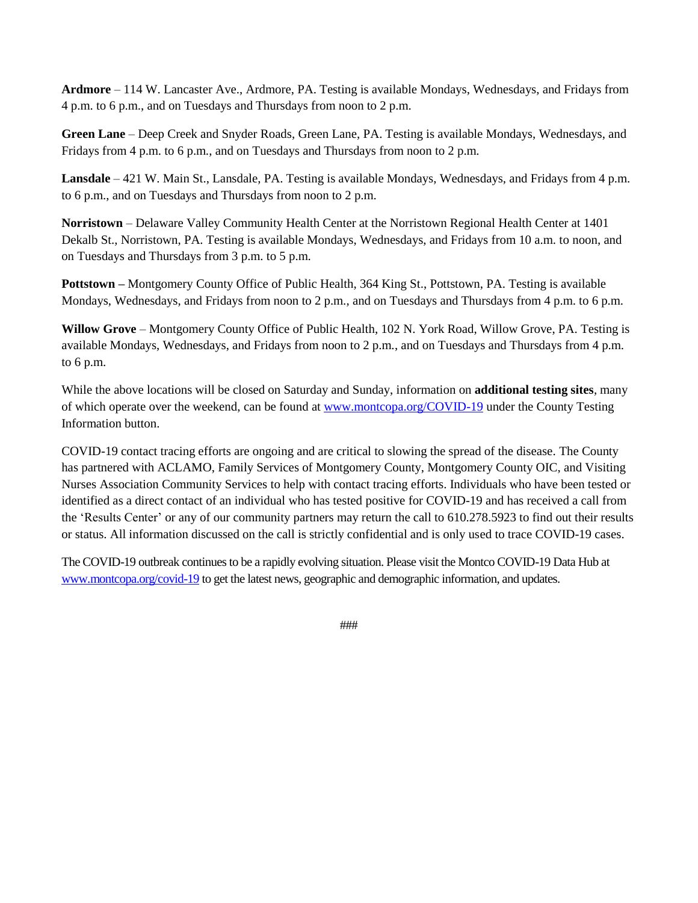**Ardmore** – 114 W. Lancaster Ave., Ardmore, PA. Testing is available Mondays, Wednesdays, and Fridays from 4 p.m. to 6 p.m., and on Tuesdays and Thursdays from noon to 2 p.m.

**Green Lane** – Deep Creek and Snyder Roads, Green Lane, PA. Testing is available Mondays, Wednesdays, and Fridays from 4 p.m. to 6 p.m., and on Tuesdays and Thursdays from noon to 2 p.m.

**Lansdale** – 421 W. Main St., Lansdale, PA. Testing is available Mondays, Wednesdays, and Fridays from 4 p.m. to 6 p.m., and on Tuesdays and Thursdays from noon to 2 p.m.

**Norristown** – Delaware Valley Community Health Center at the Norristown Regional Health Center at 1401 Dekalb St., Norristown, PA. Testing is available Mondays, Wednesdays, and Fridays from 10 a.m. to noon, and on Tuesdays and Thursdays from 3 p.m. to 5 p.m.

**Pottstown –** Montgomery County Office of Public Health, 364 King St., Pottstown, PA. Testing is available Mondays, Wednesdays, and Fridays from noon to 2 p.m., and on Tuesdays and Thursdays from 4 p.m. to 6 p.m.

**Willow Grove** – Montgomery County Office of Public Health, 102 N. York Road, Willow Grove, PA. Testing is available Mondays, Wednesdays, and Fridays from noon to 2 p.m., and on Tuesdays and Thursdays from 4 p.m. to 6 p.m.

While the above locations will be closed on Saturday and Sunday, information on **additional testing sites**, many of which operate over the weekend, can be found at www.montcopa.org/COVID-19 under the County Testing Information button.

COVID-19 contact tracing efforts are ongoing and are critical to slowing the spread of the disease. The County has partnered with ACLAMO, Family Services of Montgomery County, Montgomery County OIC, and Visiting Nurses Association Community Services to help with contact tracing efforts. Individuals who have been tested or identified as a direct contact of an individual who has tested positive for COVID-19 and has received a call from the 'Results Center' or any of our community partners may return the call to 610.278.5923 to find out their results or status. All information discussed on the call is strictly confidential and is only used to trace COVID-19 cases.

The COVID-19 outbreak continues to be a rapidly evolving situation. Please visit the Montco COVID-19 Data Hub at www.montcopa.org/covid-19 to get the latest news, geographic and demographic information, and updates.

###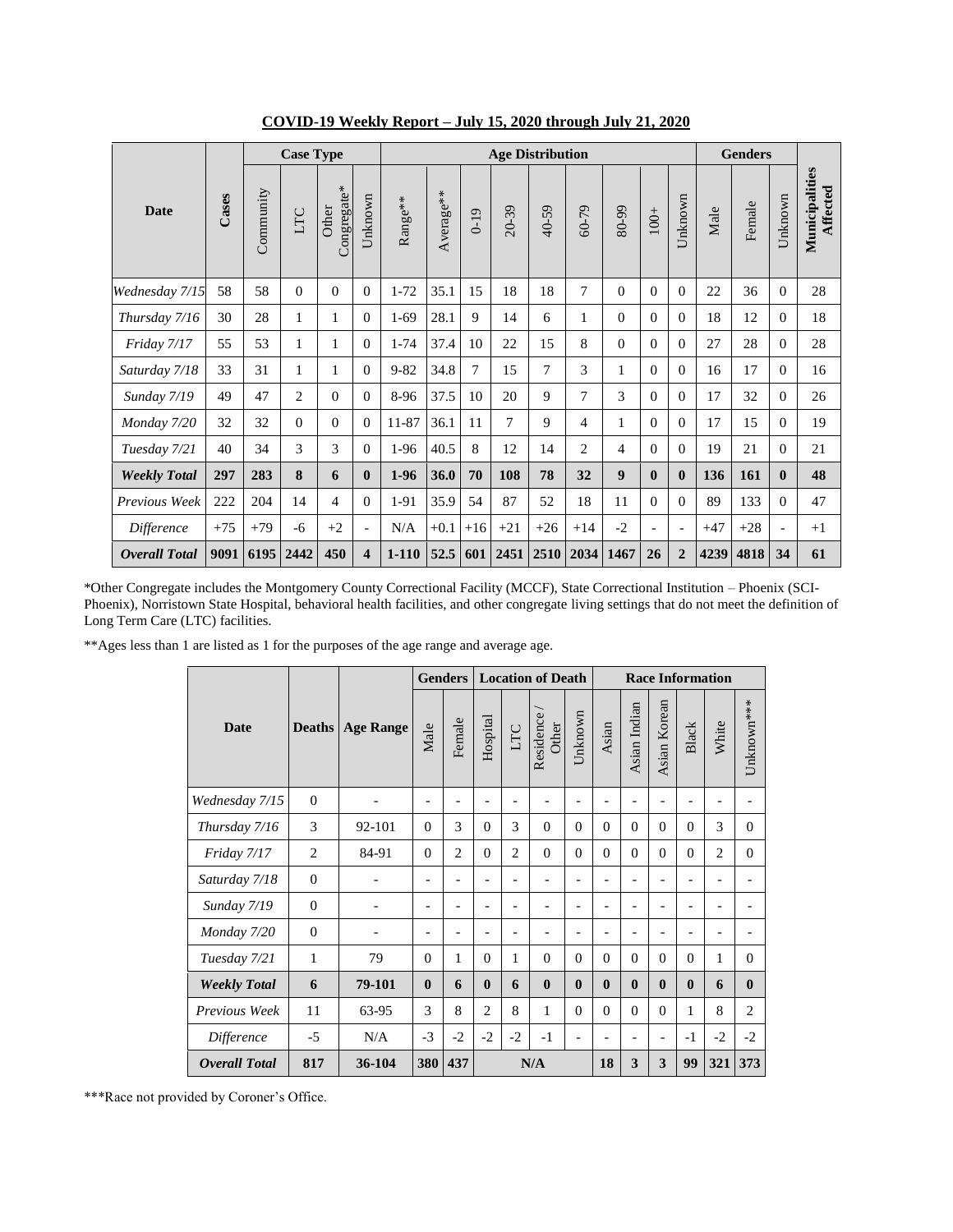**COVID-19 Weekly Report – July 15, 2020 through July 21, 2020**

| Date | Cases | Case Type | | | | Age Distribution | | | | | | | | | | Genders | | | Municipalities Affected |
|---|---|---|---|---|---|---|---|---|---|---|---|---|---|---|---|---|---|---|---|
| | | Community | LTC | Other Congregate* | Unknown | Range** | Average** | 0-19 | 20-39 | 40-59 | 60-79 | 80-99 | 100+ | Unknown | Male | Female | Unknown | |
| *Wednesday 7/15* | 58 | 58 | 0 | 0 | 0 | 1-72 | 35.1 | 15 | 18 | 18 | 7 | 0 | 0 | 0 | 22 | 36 | 0 | 28 |
| *Thursday 7/16* | 30 | 28 | 1 | 1 | 0 | 1-69 | 28.1 | 9 | 14 | 6 | 1 | 0 | 0 | 0 | 18 | 12 | 0 | 18 |
| *Friday 7/17* | 55 | 53 | 1 | 1 | 0 | 1-74 | 37.4 | 10 | 22 | 15 | 8 | 0 | 0 | 0 | 27 | 28 | 0 | 28 |
| *Saturday 7/18* | 33 | 31 | 1 | 1 | 0 | 9-82 | 34.8 | 7 | 15 | 7 | 3 | 1 | 0 | 0 | 16 | 17 | 0 | 16 |
| *Sunday 7/19* | 49 | 47 | 2 | 0 | 0 | 8-96 | 37.5 | 10 | 20 | 9 | 7 | 3 | 0 | 0 | 17 | 32 | 0 | 26 |
| *Monday 7/20* | 32 | 32 | 0 | 0 | 0 | 11-87 | 36.1 | 11 | 7 | 9 | 4 | 1 | 0 | 0 | 17 | 15 | 0 | 19 |
| *Tuesday 7/21* | 40 | 34 | 3 | 3 | 0 | 1-96 | 40.5 | 8 | 12 | 14 | 2 | 4 | 0 | 0 | 19 | 21 | 0 | 21 |
| ***Weekly Total*** | **297** | **283** | **8** | **6** | **0** | **1-96** | **36.0** | **70** | **108** | **78** | **32** | **9** | **0** | **0** | **136** | **161** | **0** | **48** |
| *Previous Week* | 222 | 204 | 14 | 4 | 0 | 1-91 | 35.9 | 54 | 87 | 52 | 18 | 11 | 0 | 0 | 89 | 133 | 0 | 47 |
| *Difference* | +75 | +79 | -6 | +2 | - | N/A | +0.1 | +16 | +21 | +26 | +14 | -2 | - | - | +47 | +28 | - | +1 |
| ***Overall Total*** | **9091** | **6195** | **2442** | **450** | **4** | **1-110** | **52.5** | **601** | **2451** | **2510** | **2034** | **1467** | **26** | **2** | **4239** | **4818** | **34** | **61** |

*Other Congregate includes the Montgomery County Correctional Facility (MCCF), State Correctional Institution – Phoenix (SCI-Phoenix), Norristown State Hospital, behavioral health facilities, and other congregate living settings that do not meet the definition of Long Term Care (LTC) facilities.

**Ages less than 1 are listed as 1 for the purposes of the age range and average age.

| Date | Deaths | Age Range | Genders | | Location of Death | | | | Race Information | | | | | |
|---|---|---|---|---|---|---|---|---|---|---|---|---|---|---|
| | | | Male | Female | Hospital | LTC | Residence / Other | Unknown | Asian | Asian Indian | Asian Korean | Black | White | Unknown*** |
| *Wednesday 7/15* | 0 | - | - | - | - | - | - | - | - | - | - | - | - | - |
| *Thursday 7/16* | 3 | 92-101 | 0 | 3 | 0 | 3 | 0 | 0 | 0 | 0 | 0 | 0 | 3 | 0 |
| *Friday 7/17* | 2 | 84-91 | 0 | 2 | 0 | 2 | 0 | 0 | 0 | 0 | 0 | 0 | 2 | 0 |
| *Saturday 7/18* | 0 | - | - | - | - | - | - | - | - | - | - | - | - | - |
| *Sunday 7/19* | 0 | - | - | - | - | - | - | - | - | - | - | - | - | - |
| *Monday 7/20* | 0 | - | - | - | - | - | - | - | - | - | - | - | - | - |
| *Tuesday 7/21* | 1 | 79 | 0 | 1 | 0 | 1 | 0 | 0 | 0 | 0 | 0 | 0 | 1 | 0 |
| ***Weekly Total*** | **6** | **79-101** | **0** | **6** | **0** | **6** | **0** | **0** | **0** | **0** | **0** | **0** | **6** | **0** |
| *Previous Week* | 11 | 63-95 | 3 | 8 | 2 | 8 | 1 | 0 | 0 | 0 | 0 | 1 | 8 | 2 |
| *Difference* | -5 | N/A | -3 | -2 | -2 | -2 | -1 | - | - | - | - | -1 | -2 | -2 |
| ***Overall Total*** | **817** | **36-104** | **380** | **437** | **N/A** | | | | **18** | **3** | **3** | **99** | **321** | **373** |

***Race not provided by Coroner's Office.